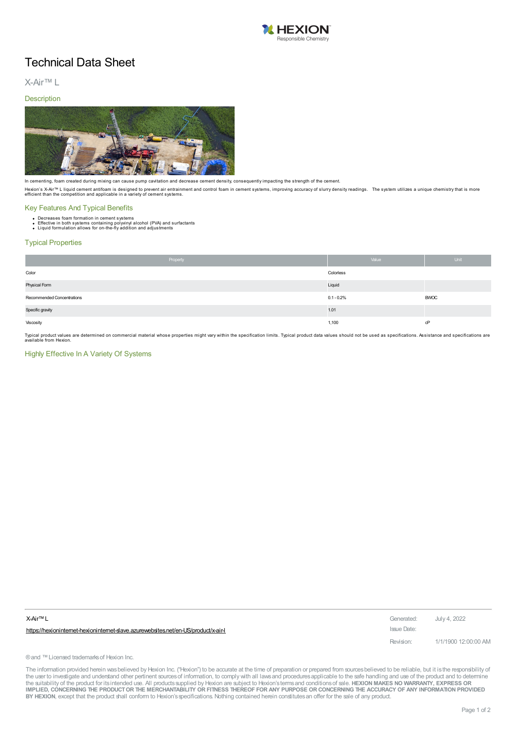# Technical Data Sheet

## X-Air™ L

### Description

In cementing, foam created during mixing can cause pump cavitation and decrease cement density, consequently impacting the strength of the cement.

Hexion's X-Air™ L liquid cement antifoam is designed to prevent air entrainment and control foam in cement systems, improving accuracy of slurry density readings. The system utilizes a unique chemistry that is more efficient than the competition and applicable in a variety of cement systems.

### Key Features And Typical Benefits

- Decreases foam formation in cement systems
- Effective in both systems containing polyvinyl alcohol (PVA) and surfactants
- Liquid formulation allows for on-the-fly addition and adjustments

### Typical Properties

| Property | Value | Unit |
|---|---|---|
| Color | Colorless | |
| Physical Form | Liquid | |
| Recommended Concentrations | 0.1 - 0.2% | BWOC |
| Specific gravity | 1.01 | |
| Viscosity | 1,100 | cP |

Typical product values are determined on commercial material whose properties might vary within the specification limits. Typical product data values should not be used as specifications. Assistance and specifications are available from Hexion.

### Highly Effective In A Variety Of Systems

X-Air™ L

https://hexioninternet-hexioninternet-slave.azurewebsites.net/en-US/product/x-air-l

Generated: July 4, 2022

Issue Date:

Revision: 1/1/1900 12:00:00 AM

® and ™ Licensed trademarks of Hexion Inc.

The information provided herein was believed by Hexion Inc. ("Hexion") to be accurate at the time of preparation or prepared from sources believed to be reliable, but it is the responsibility of the user to investigate and understand other pertinent sources of information, to comply with all laws and procedures applicable to the safe handling and use of the product and to determine the suitability of the product for its intended use. All products supplied by Hexion are subject to Hexion's terms and conditions of sale. **HEXION MAKES NO WARRANTY, EXPRESS OR IMPLIED, CONCERNING THE PRODUCT OR THE MERCHANTABILITY OR FITNESS THEREOF FOR ANY PURPOSE OR CONCERNING THE ACCURACY OF ANY INFORMATION PROVIDED BY HEXION**, except that the product shall conform to Hexion's specifications. Nothing contained herein constitutes an offer for the sale of any product.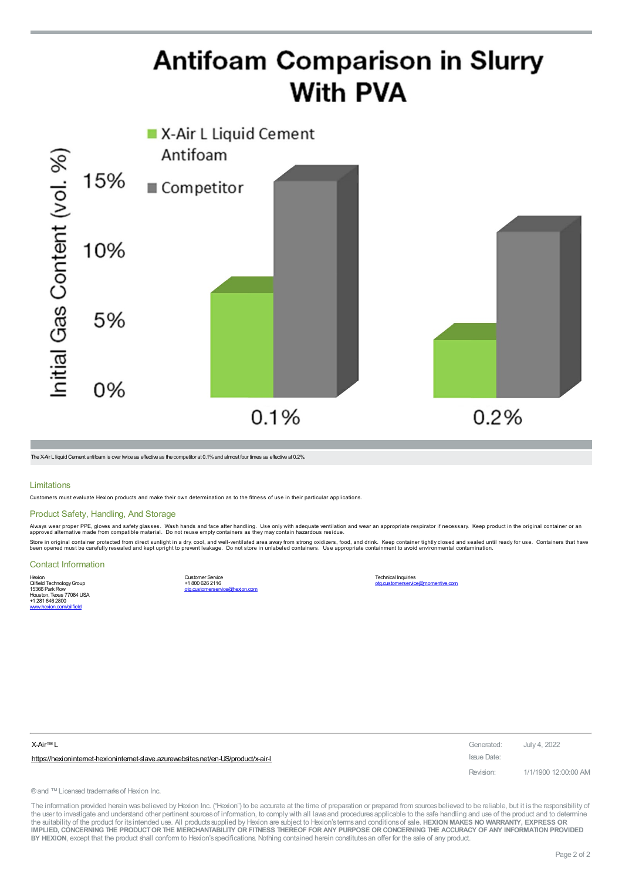# Antifoam Comparison in Slurry With PVA

X-Air L Liquid Cement Antifoam

Competitor

Initial Gas Content (vol. %)

15%

10%

5%

0%

0.1%

0.2%

The X-Air L liquid Cement antifoam is over twice as effective as the competitor at 0.1% and almost four times as effective at 0.2%.

## Limitations

Customers must evaluate Hexion products and make their own determination as to the fitness of use in their particular applications.

## Product Safety, Handling, And Storage

Always wear proper PPE, gloves and safety glasses. Wash hands and face after handling. Use only with adequate ventilation and wear an appropriate respirator if necessary. Keep product in the original container or an approved alternative made from compatible material. Do not reuse empty containers as they may contain hazardous residue.

Store in original container protected from direct sunlight in a dry, cool, and well-ventilated area away from strong oxidizers, food, and drink. Keep container tightly closed and sealed until ready for use. Containers that have been opened must be carefully resealed and kept upright to prevent leakage. Do not store in unlabeled containers. Use appropriate containment to avoid environmental contamination.

## Contact Information

Hexion
Oilfield Technology Group
15366 Park Row
Houston, Texas 77084 USA
+1 281 646 2800
www.hexion.com/oilfield

Customer Service
+1 800 626 2116
otg.customerservice@hexion.com

Technical Inquiries
otg.customerservice@momentive.com

X-Air™ L

https://hexioninternet-hexioninternet-slave.azurewebsites.net/en-US/product/x-air-l

| | |
|---|---|
| Generated: | July 4, 2022 |
| Issue Date: | |
| Revision: | 1/1/1900 12:00:00 AM |

® and ™ Licensed trademarks of Hexion Inc.

The information provided herein was believed by Hexion Inc. ("Hexion") to be accurate at the time of preparation or prepared from sources believed to be reliable, but it is the responsibility of the user to investigate and understand other pertinent sources of information, to comply with all laws and procedures applicable to the safe handling and use of the product and to determine the suitability of the product for its intended use. All products supplied by Hexion are subject to Hexion's terms and conditions of sale. **HEXION MAKES NO WARRANTY, EXPRESS OR IMPLIED, CONCERNING THE PRODUCT OR THE MERCHANTABILITY OR FITNESS THEREOF FOR ANY PURPOSE OR CONCERNING THE ACCURACY OF ANY INFORMATION PROVIDED BY HEXION**, except that the product shall conform to Hexion's specifications. Nothing contained herein constitutes an offer for the sale of any product.